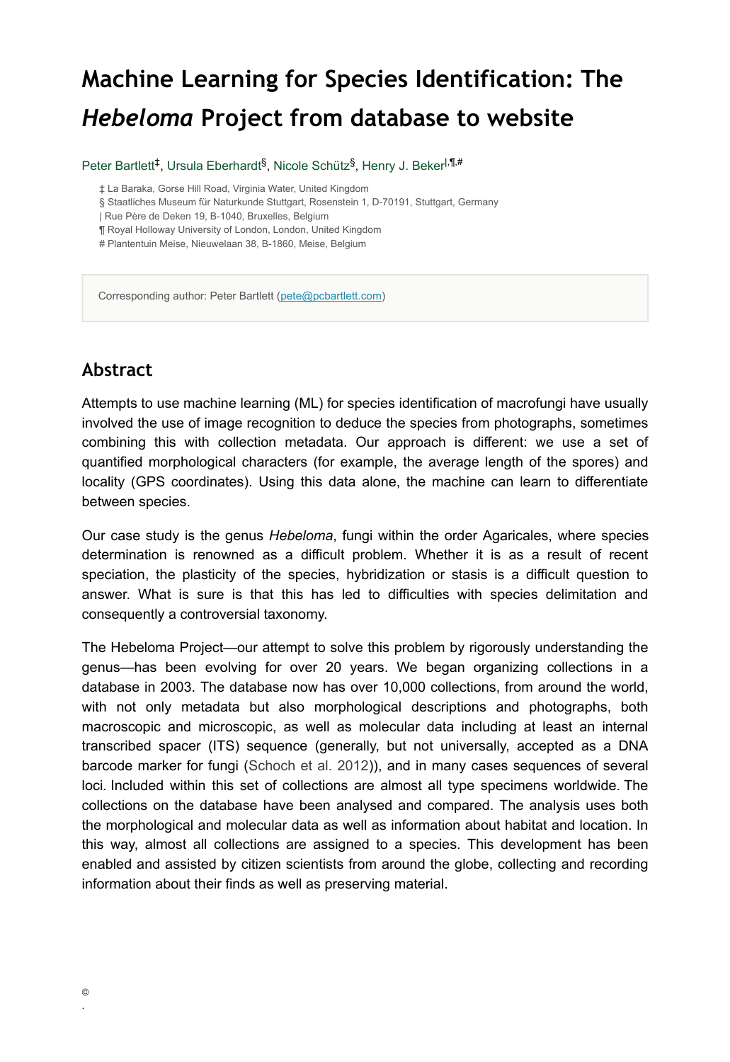# Machine Learning for Species Identification: The *Hebeloma* Project from database to website

Peter Bartlett[‡], Ursula Eberhardt[§], Nicole Schütz[§], Henry J. Beker[|,¶,#]

‡ La Baraka, Gorse Hill Road, Virginia Water, United Kingdom
§ Staatliches Museum für Naturkunde Stuttgart, Rosenstein 1, D-70191, Stuttgart, Germany
| Rue Père de Deken 19, B-1040, Bruxelles, Belgium
¶ Royal Holloway University of London, London, United Kingdom
# Plantentuin Meise, Nieuwelaan 38, B-1860, Meise, Belgium

Corresponding author: Peter Bartlett (pete@pcbartlett.com)

## Abstract

Attempts to use machine learning (ML) for species identification of macrofungi have usually involved the use of image recognition to deduce the species from photographs, sometimes combining this with collection metadata. Our approach is different: we use a set of quantified morphological characters (for example, the average length of the spores) and locality (GPS coordinates). Using this data alone, the machine can learn to differentiate between species.

Our case study is the genus *Hebeloma*, fungi within the order Agaricales, where species determination is renowned as a difficult problem. Whether it is as a result of recent speciation, the plasticity of the species, hybridization or stasis is a difficult question to answer. What is sure is that this has led to difficulties with species delimitation and consequently a controversial taxonomy.

The Hebeloma Project—our attempt to solve this problem by rigorously understanding the genus—has been evolving for over 20 years. We began organizing collections in a database in 2003. The database now has over 10,000 collections, from around the world, with not only metadata but also morphological descriptions and photographs, both macroscopic and microscopic, as well as molecular data including at least an internal transcribed spacer (ITS) sequence (generally, but not universally, accepted as a DNA barcode marker for fungi (Schoch et al. 2012)), and in many cases sequences of several loci. Included within this set of collections are almost all type specimens worldwide. The collections on the database have been analysed and compared. The analysis uses both the morphological and molecular data as well as information about habitat and location. In this way, almost all collections are assigned to a species. This development has been enabled and assisted by citizen scientists from around the globe, collecting and recording information about their finds as well as preserving material.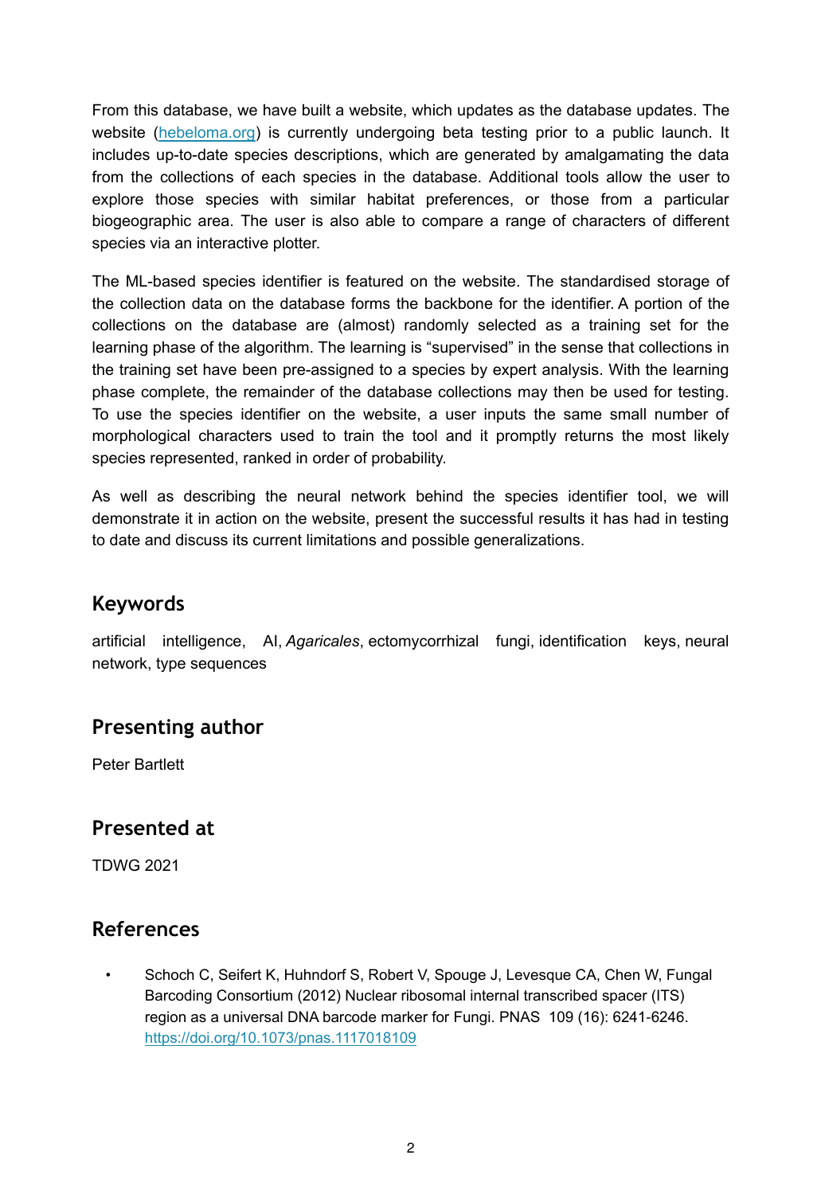From this database, we have built a website, which updates as the database updates. The website ([hebeloma.org](hebeloma.org)) is currently undergoing beta testing prior to a public launch. It includes up-to-date species descriptions, which are generated by amalgamating the data from the collections of each species in the database. Additional tools allow the user to explore those species with similar habitat preferences, or those from a particular biogeographic area. The user is also able to compare a range of characters of different species via an interactive plotter.

The ML-based species identifier is featured on the website. The standardised storage of the collection data on the database forms the backbone for the identifier. A portion of the collections on the database are (almost) randomly selected as a training set for the learning phase of the algorithm. The learning is "supervised" in the sense that collections in the training set have been pre-assigned to a species by expert analysis. With the learning phase complete, the remainder of the database collections may then be used for testing. To use the species identifier on the website, a user inputs the same small number of morphological characters used to train the tool and it promptly returns the most likely species represented, ranked in order of probability.

As well as describing the neural network behind the species identifier tool, we will demonstrate it in action on the website, present the successful results it has had in testing to date and discuss its current limitations and possible generalizations.

## Keywords

artificial intelligence, AI, *Agaricales*, ectomycorrhizal fungi, identification keys, neural network, type sequences

## Presenting author

Peter Bartlett

## Presented at

TDWG 2021

## References

- Schoch C, Seifert K, Huhndorf S, Robert V, Spouge J, Levesque CA, Chen W, Fungal Barcoding Consortium (2012) Nuclear ribosomal internal transcribed spacer (ITS) region as a universal DNA barcode marker for Fungi. PNAS 109 (16): 6241-6246. [https://doi.org/10.1073/pnas.1117018109](https://doi.org/10.1073/pnas.1117018109)